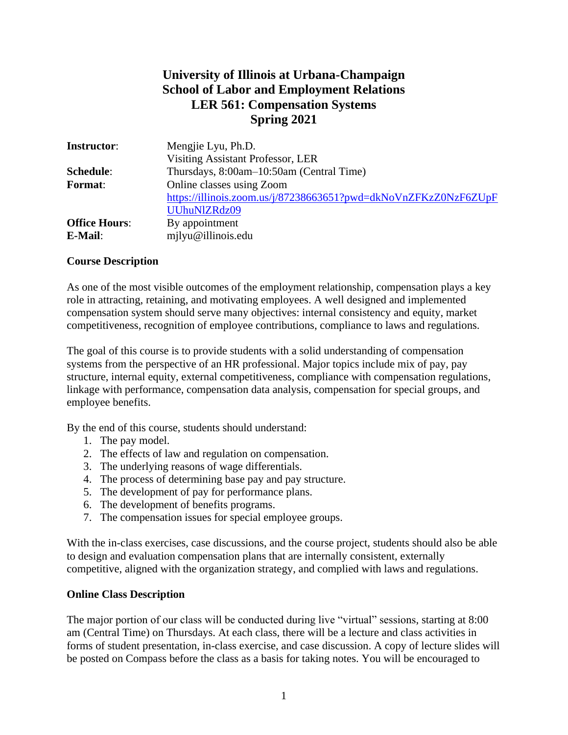# University of Illinois at Urbana-Champaign
# School of Labor and Employment Relations
# LER 561: Compensation Systems
# Spring 2021

| | |
|---|---|
| **Instructor**: | Mengjie Lyu, Ph.D. |
| | Visiting Assistant Professor, LER |
| **Schedule**: | Thursdays, 8:00am–10:50am (Central Time) |
| **Format**: | Online classes using Zoom |
| | https://illinois.zoom.us/j/87238663651?pwd=dkNoVnZFKzZ0NzF6ZUpFUUhuNlZRdz09 |
| **Office Hours**: | By appointment |
| **E-Mail**: | mjlyu@illinois.edu |

**Course Description**

As one of the most visible outcomes of the employment relationship, compensation plays a key role in attracting, retaining, and motivating employees. A well designed and implemented compensation system should serve many objectives: internal consistency and equity, market competitiveness, recognition of employee contributions, compliance to laws and regulations.

The goal of this course is to provide students with a solid understanding of compensation systems from the perspective of an HR professional. Major topics include mix of pay, pay structure, internal equity, external competitiveness, compliance with compensation regulations, linkage with performance, compensation data analysis, compensation for special groups, and employee benefits.

By the end of this course, students should understand:

1. The pay model.
2. The effects of law and regulation on compensation.
3. The underlying reasons of wage differentials.
4. The process of determining base pay and pay structure.
5. The development of pay for performance plans.
6. The development of benefits programs.
7. The compensation issues for special employee groups.

With the in-class exercises, case discussions, and the course project, students should also be able to design and evaluation compensation plans that are internally consistent, externally competitive, aligned with the organization strategy, and complied with laws and regulations.

**Online Class Description**

The major portion of our class will be conducted during live "virtual" sessions, starting at 8:00 am (Central Time) on Thursdays. At each class, there will be a lecture and class activities in forms of student presentation, in-class exercise, and case discussion. A copy of lecture slides will be posted on Compass before the class as a basis for taking notes. You will be encouraged to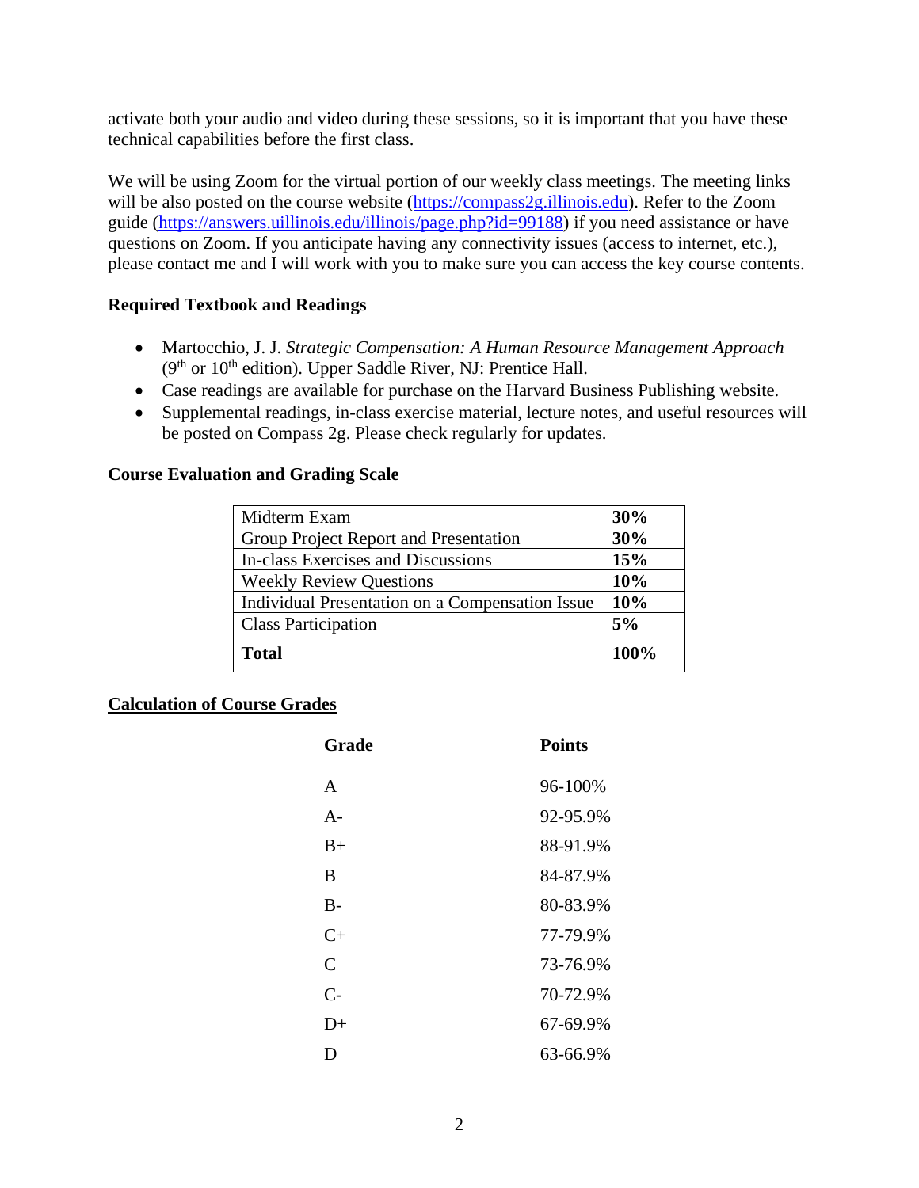activate both your audio and video during these sessions, so it is important that you have these technical capabilities before the first class.

We will be using Zoom for the virtual portion of our weekly class meetings. The meeting links will be also posted on the course website ([https://compass2g.illinois.edu](https://compass2g.illinois.edu)). Refer to the Zoom guide ([https://answers.uillinois.edu/illinois/page.php?id=99188](https://answers.uillinois.edu/illinois/page.php?id=99188)) if you need assistance or have questions on Zoom. If you anticipate having any connectivity issues (access to internet, etc.), please contact me and I will work with you to make sure you can access the key course contents.

### Required Textbook and Readings

- Martocchio, J. J. *Strategic Compensation: A Human Resource Management Approach* (9th or 10th edition). Upper Saddle River, NJ: Prentice Hall.
- Case readings are available for purchase on the Harvard Business Publishing website.
- Supplemental readings, in-class exercise material, lecture notes, and useful resources will be posted on Compass 2g. Please check regularly for updates.

### Course Evaluation and Grading Scale

| Component | Weight |
|---|---|
| Midterm Exam | **30%** |
| Group Project Report and Presentation | **30%** |
| In-class Exercises and Discussions | **15%** |
| Weekly Review Questions | **10%** |
| Individual Presentation on a Compensation Issue | **10%** |
| Class Participation | **5%** |
| **Total** | **100%** |

### Calculation of Course Grades

| Grade | Points |
|---|---|
| A | 96-100% |
| A- | 92-95.9% |
| B+ | 88-91.9% |
| B | 84-87.9% |
| B- | 80-83.9% |
| C+ | 77-79.9% |
| C | 73-76.9% |
| C- | 70-72.9% |
| D+ | 67-69.9% |
| D | 63-66.9% |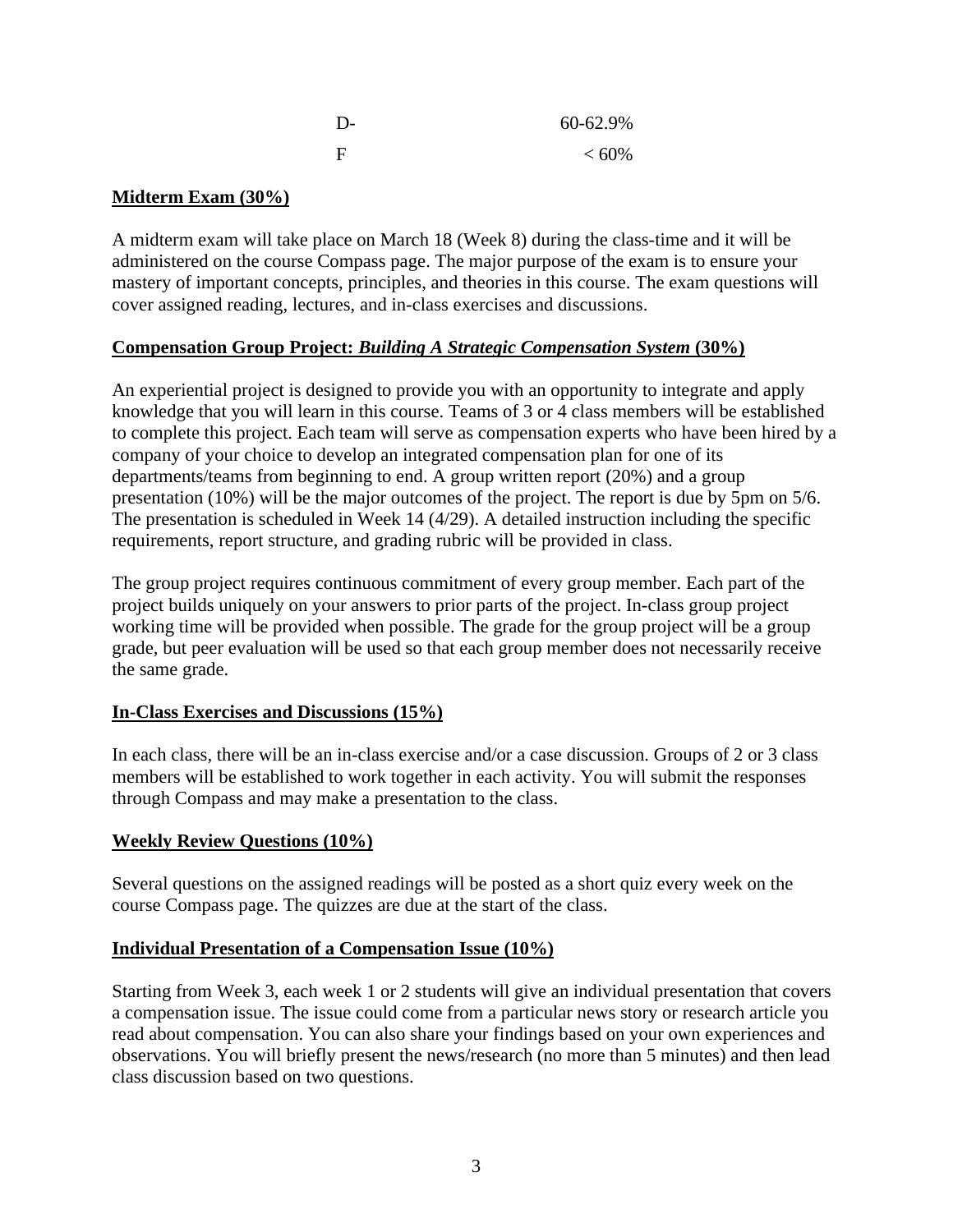| | |
|---|---|
| D- | 60-62.9% |
| F | < 60% |

**Midterm Exam (30%)**

A midterm exam will take place on March 18 (Week 8) during the class-time and it will be administered on the course Compass page. The major purpose of the exam is to ensure your mastery of important concepts, principles, and theories in this course. The exam questions will cover assigned reading, lectures, and in-class exercises and discussions.

**Compensation Group Project: *Building A Strategic Compensation System* (30%)**

An experiential project is designed to provide you with an opportunity to integrate and apply knowledge that you will learn in this course. Teams of 3 or 4 class members will be established to complete this project. Each team will serve as compensation experts who have been hired by a company of your choice to develop an integrated compensation plan for one of its departments/teams from beginning to end. A group written report (20%) and a group presentation (10%) will be the major outcomes of the project. The report is due by 5pm on 5/6. The presentation is scheduled in Week 14 (4/29). A detailed instruction including the specific requirements, report structure, and grading rubric will be provided in class.

The group project requires continuous commitment of every group member. Each part of the project builds uniquely on your answers to prior parts of the project. In-class group project working time will be provided when possible. The grade for the group project will be a group grade, but peer evaluation will be used so that each group member does not necessarily receive the same grade.

**In-Class Exercises and Discussions (15%)**

In each class, there will be an in-class exercise and/or a case discussion. Groups of 2 or 3 class members will be established to work together in each activity. You will submit the responses through Compass and may make a presentation to the class.

**Weekly Review Questions (10%)**

Several questions on the assigned readings will be posted as a short quiz every week on the course Compass page. The quizzes are due at the start of the class.

**Individual Presentation of a Compensation Issue (10%)**

Starting from Week 3, each week 1 or 2 students will give an individual presentation that covers a compensation issue. The issue could come from a particular news story or research article you read about compensation. You can also share your findings based on your own experiences and observations. You will briefly present the news/research (no more than 5 minutes) and then lead class discussion based on two questions.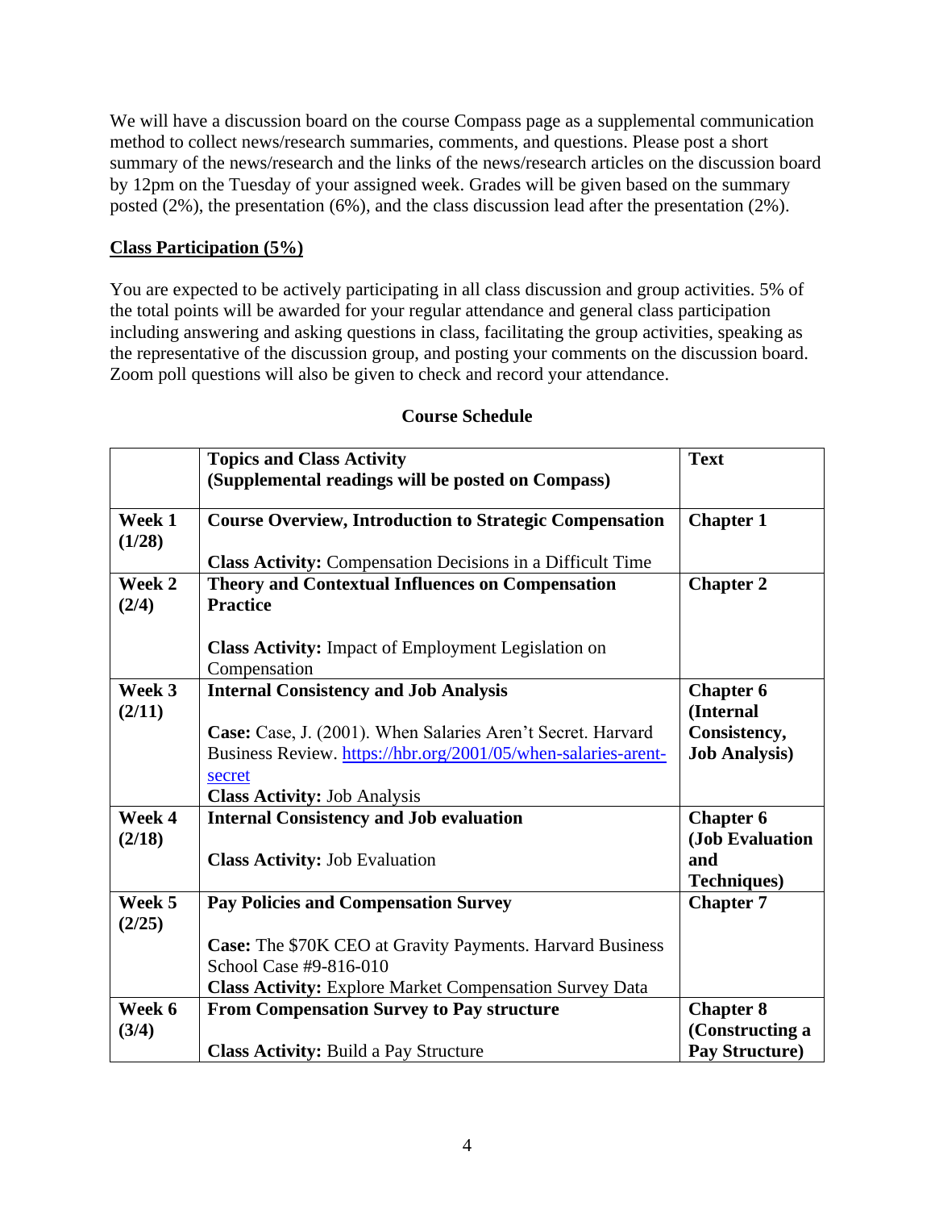We will have a discussion board on the course Compass page as a supplemental communication method to collect news/research summaries, comments, and questions. Please post a short summary of the news/research and the links of the news/research articles on the discussion board by 12pm on the Tuesday of your assigned week. Grades will be given based on the summary posted (2%), the presentation (6%), and the class discussion lead after the presentation (2%).

## Class Participation (5%)

You are expected to be actively participating in all class discussion and group activities. 5% of the total points will be awarded for your regular attendance and general class participation including answering and asking questions in class, facilitating the group activities, speaking as the representative of the discussion group, and posting your comments on the discussion board. Zoom poll questions will also be given to check and record your attendance.

## Course Schedule

| | **Topics and Class Activity (Supplemental readings will be posted on Compass)** | **Text** |
|---|---|---|
| **Week 1 (1/28)** | **Course Overview, Introduction to Strategic Compensation**<br><br>**Class Activity:** Compensation Decisions in a Difficult Time | **Chapter 1** |
| **Week 2 (2/4)** | **Theory and Contextual Influences on Compensation Practice**<br><br>**Class Activity:** Impact of Employment Legislation on Compensation | **Chapter 2** |
| **Week 3 (2/11)** | **Internal Consistency and Job Analysis**<br><br>**Case:** Case, J. (2001). When Salaries Aren't Secret. Harvard Business Review. https://hbr.org/2001/05/when-salaries-arent-secret<br>**Class Activity:** Job Analysis | **Chapter 6 (Internal Consistency, Job Analysis)** |
| **Week 4 (2/18)** | **Internal Consistency and Job evaluation**<br><br>**Class Activity:** Job Evaluation | **Chapter 6 (Job Evaluation and Techniques)** |
| **Week 5 (2/25)** | **Pay Policies and Compensation Survey**<br><br>**Case:** The $70K CEO at Gravity Payments. Harvard Business School Case #9-816-010<br>**Class Activity:** Explore Market Compensation Survey Data | **Chapter 7** |
| **Week 6 (3/4)** | **From Compensation Survey to Pay structure**<br><br>**Class Activity:** Build a Pay Structure | **Chapter 8 (Constructing a Pay Structure)** |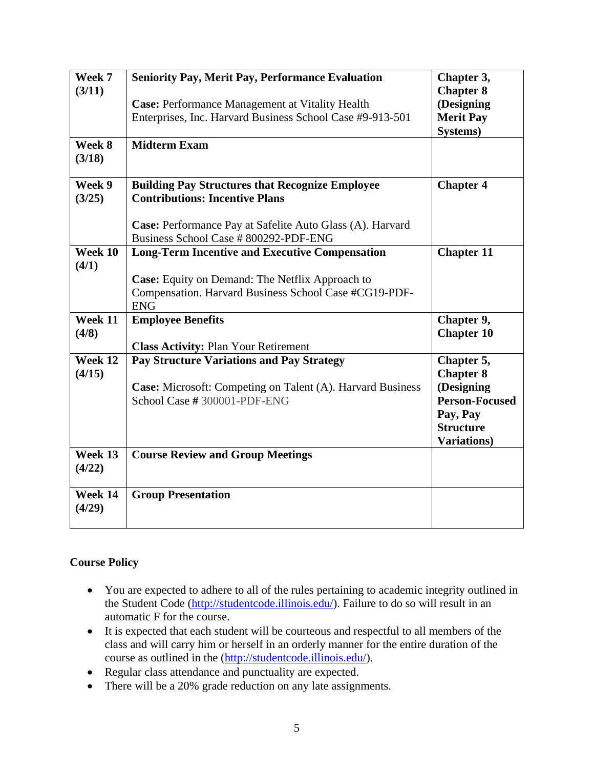| Week 7 (3/11) | **Seniority Pay, Merit Pay, Performance Evaluation**<br><br>**Case:** Performance Management at Vitality Health Enterprises, Inc. Harvard Business School Case #9-913-501 | **Chapter 3, Chapter 8 (Designing Merit Pay Systems)** |
|---|---|---|
| **Week 8 (3/18)** | **Midterm Exam** | |
| **Week 9 (3/25)** | **Building Pay Structures that Recognize Employee Contributions: Incentive Plans**<br><br>**Case:** Performance Pay at Safelite Auto Glass (A). Harvard Business School Case # 800292-PDF-ENG | **Chapter 4** |
| **Week 10 (4/1)** | **Long-Term Incentive and Executive Compensation**<br><br>**Case:** Equity on Demand: The Netflix Approach to Compensation. Harvard Business School Case #CG19-PDF-ENG | **Chapter 11** |
| **Week 11 (4/8)** | **Employee Benefits**<br><br>**Class Activity:** Plan Your Retirement | **Chapter 9, Chapter 10** |
| **Week 12 (4/15)** | **Pay Structure Variations and Pay Strategy**<br><br>**Case:** Microsoft: Competing on Talent (A). Harvard Business School Case # 300001-PDF-ENG | **Chapter 5, Chapter 8 (Designing Person-Focused Pay, Pay Structure Variations)** |
| **Week 13 (4/22)** | **Course Review and Group Meetings** | |
| **Week 14 (4/29)** | **Group Presentation** | |

**Course Policy**

- You are expected to adhere to all of the rules pertaining to academic integrity outlined in the Student Code (http://studentcode.illinois.edu/). Failure to do so will result in an automatic F for the course.
- It is expected that each student will be courteous and respectful to all members of the class and will carry him or herself in an orderly manner for the entire duration of the course as outlined in the (http://studentcode.illinois.edu/).
- Regular class attendance and punctuality are expected.
- There will be a 20% grade reduction on any late assignments.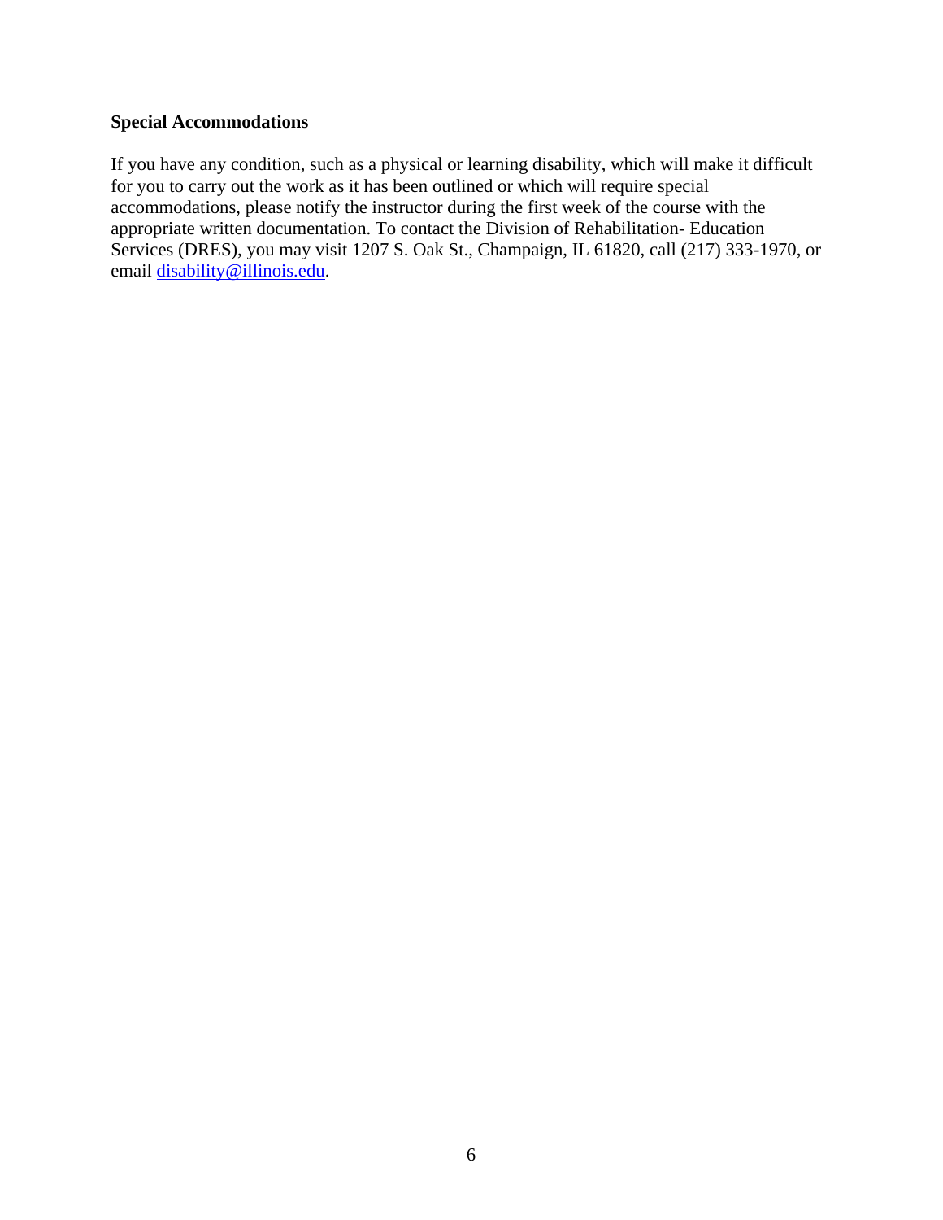**Special Accommodations**

If you have any condition, such as a physical or learning disability, which will make it difficult for you to carry out the work as it has been outlined or which will require special accommodations, please notify the instructor during the first week of the course with the appropriate written documentation. To contact the Division of Rehabilitation- Education Services (DRES), you may visit 1207 S. Oak St., Champaign, IL 61820, call (217) 333-1970, or email disability@illinois.edu.